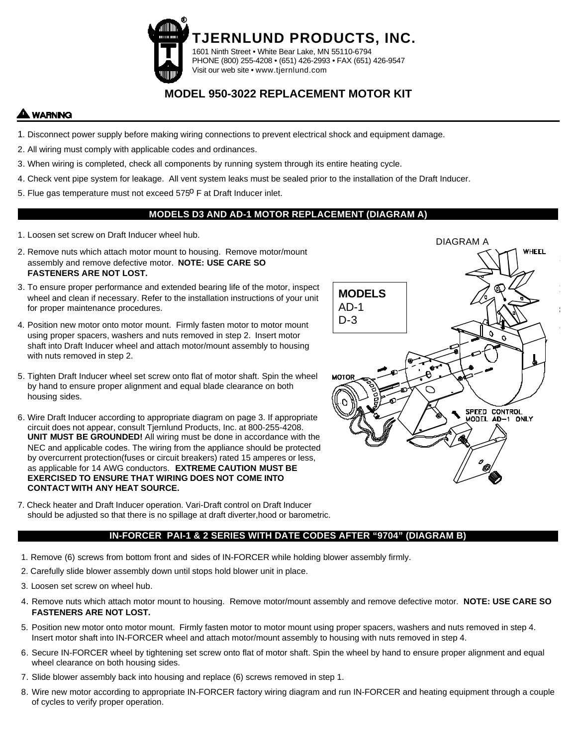# TJERNLUND PRODUCTS, INC.

1601 Ninth Street • White Bear Lake, MN 55110-6794
PHONE (800) 255-4208 • (651) 426-2993 • FAX (651) 426-9547
Visit our web site • www.tjernlund.com

## MODEL 950-3022 REPLACEMENT MOTOR KIT

**⚠ WARNING**

1. Disconnect power supply before making wiring connections to prevent electrical shock and equipment damage.
2. All wiring must comply with applicable codes and ordinances.
3. When wiring is completed, check all components by running system through its entire heating cycle.
4. Check vent pipe system for leakage. All vent system leaks must be sealed prior to the installation of the Draft Inducer.
5. Flue gas temperature must not exceed 575$^{o}$ F at Draft Inducer inlet.

### MODELS D3 AND AD-1 MOTOR REPLACEMENT (DIAGRAM A)

1. Loosen set screw on Draft Inducer wheel hub.
2. Remove nuts which attach motor mount to housing. Remove motor/mount assembly and remove defective motor. **NOTE: USE CARE SO FASTENERS ARE NOT LOST.**
3. To ensure proper performance and extended bearing life of the motor, inspect wheel and clean if necessary. Refer to the installation instructions of your unit for proper maintenance procedures.
4. Position new motor onto motor mount. Firmly fasten motor to motor mount using proper spacers, washers and nuts removed in step 2. Insert motor shaft into Draft Inducer wheel and attach motor/mount assembly to housing with nuts removed in step 2.
5. Tighten Draft Inducer wheel set screw onto flat of motor shaft. Spin the wheel by hand to ensure proper alignment and equal blade clearance on both housing sides.
6. Wire Draft Inducer according to appropriate diagram on page 3. If appropriate circuit does not appear, consult Tjernlund Products, Inc. at 800-255-4208. **UNIT MUST BE GROUNDED!** All wiring must be done in accordance with the NEC and applicable codes. The wiring from the appliance should be protected by overcurrent protection(fuses or circuit breakers) rated 15 amperes or less, as applicable for 14 AWG conductors. **EXTREME CAUTION MUST BE EXERCISED TO ENSURE THAT WIRING DOES NOT COME INTO CONTACT WITH ANY HEAT SOURCE.**
7. Check heater and Draft Inducer operation. Vari-Draft control on Draft Inducer should be adjusted so that there is no spillage at draft diverter,hood or barometric.

DIAGRAM A

**MODELS**
AD-1
D-3

WHEEL

MOTOR

SPEED CONTROL MODEL AD-1 ONLY

### IN-FORCER PAI-1 & 2 SERIES WITH DATE CODES AFTER "9704" (DIAGRAM B)

1. Remove (6) screws from bottom front and sides of IN-FORCER while holding blower assembly firmly.
2. Carefully slide blower assembly down until stops hold blower unit in place.
3. Loosen set screw on wheel hub.
4. Remove nuts which attach motor mount to housing. Remove motor/mount assembly and remove defective motor. **NOTE: USE CARE SO FASTENERS ARE NOT LOST.**
5. Position new motor onto motor mount. Firmly fasten motor to motor mount using proper spacers, washers and nuts removed in step 4. Insert motor shaft into IN-FORCER wheel and attach motor/mount assembly to housing with nuts removed in step 4.
6. Secure IN-FORCER wheel by tightening set screw onto flat of motor shaft. Spin the wheel by hand to ensure proper alignment and equal wheel clearance on both housing sides.
7. Slide blower assembly back into housing and replace (6) screws removed in step 1.
8. Wire new motor according to appropriate IN-FORCER factory wiring diagram and run IN-FORCER and heating equipment through a couple of cycles to verify proper operation.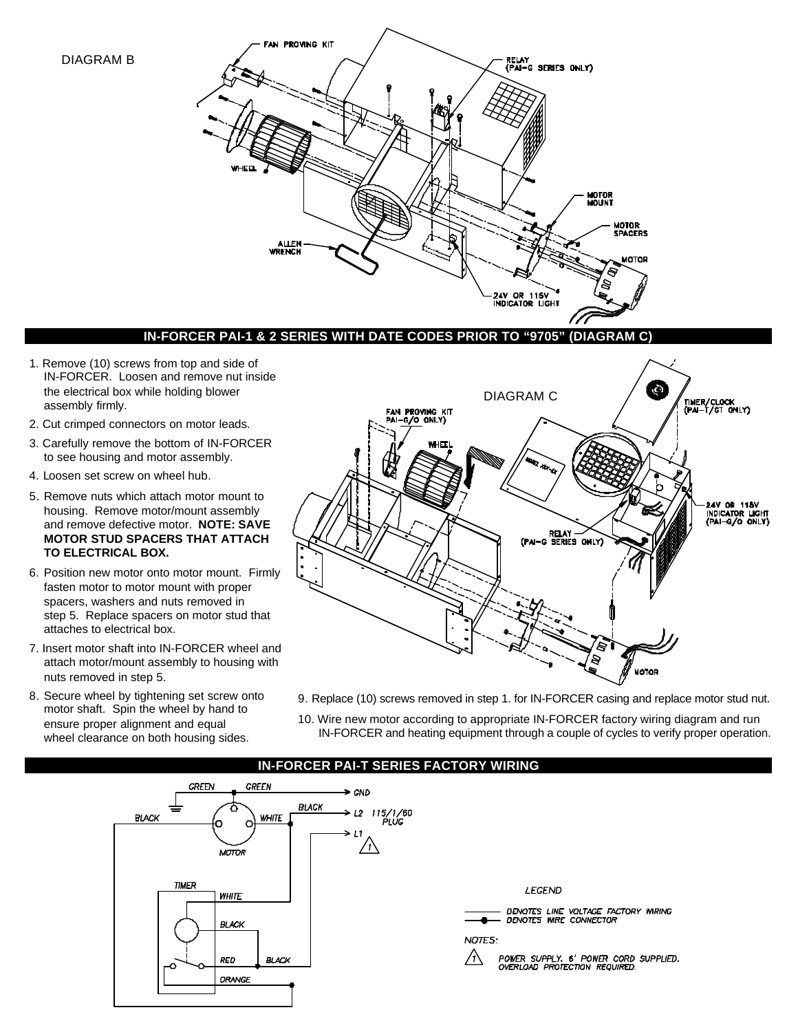DIAGRAM B

FAN PROVING KIT

RELAY (PAI-G SERIES ONLY)

WHEEL

MOTOR MOUNT

MOTOR SPACERS

MOTOR

ALLEN WRENCH

24V OR 115V INDICATOR LIGHT

## IN-FORCER PAI-1 & 2 SERIES WITH DATE CODES PRIOR TO "9705" (DIAGRAM C)

1. Remove (10) screws from top and side of IN-FORCER. Loosen and remove nut inside the electrical box while holding blower assembly firmly.
2. Cut crimped connectors on motor leads.
3. Carefully remove the bottom of IN-FORCER to see housing and motor assembly.
4. Loosen set screw on wheel hub.
5. Remove nuts which attach motor mount to housing. Remove motor/mount assembly and remove defective motor. **NOTE: SAVE MOTOR STUD SPACERS THAT ATTACH TO ELECTRICAL BOX.**
6. Position new motor onto motor mount. Firmly fasten motor to motor mount with proper spacers, washers and nuts removed in step 5. Replace spacers on motor stud that attaches to electrical box.
7. Insert motor shaft into IN-FORCER wheel and attach motor/mount assembly to housing with nuts removed in step 5.
8. Secure wheel by tightening set screw onto motor shaft. Spin the wheel by hand to ensure proper alignment and equal wheel clearance on both housing sides.
9. Replace (10) screws removed in step 1. for IN-FORCER casing and replace motor stud nut.
10. Wire new motor according to appropriate IN-FORCER factory wiring diagram and run IN-FORCER and heating equipment through a couple of cycles to verify proper operation.

DIAGRAM C

FAN PROVING KIT PAI-G/O ONLY)

WHEEL

TIMER/CLOCK (PAI-T/GT ONLY)

RELAY (PAI-G SERIES ONLY)

24V OR 115V INDICATOR LIGHT (PAI-G/O ONLY)

MOTOR

## IN-FORCER PAI-T SERIES FACTORY WIRING

GREEN GREEN → GND

BLACK WHITE BLACK → L2 115/1/60 PLUG

MOTOR → L1

TIMER: WHITE, BLACK, RED, BLACK, ORANGE

LEGEND

DENOTES LINE VOLTAGE FACTORY WIRING

DENOTES WIRE CONNECTOR

NOTES:

1. POWER SUPPLY. 6' POWER CORD SUPPLIED. OVERLOAD PROTECTION REQUIRED.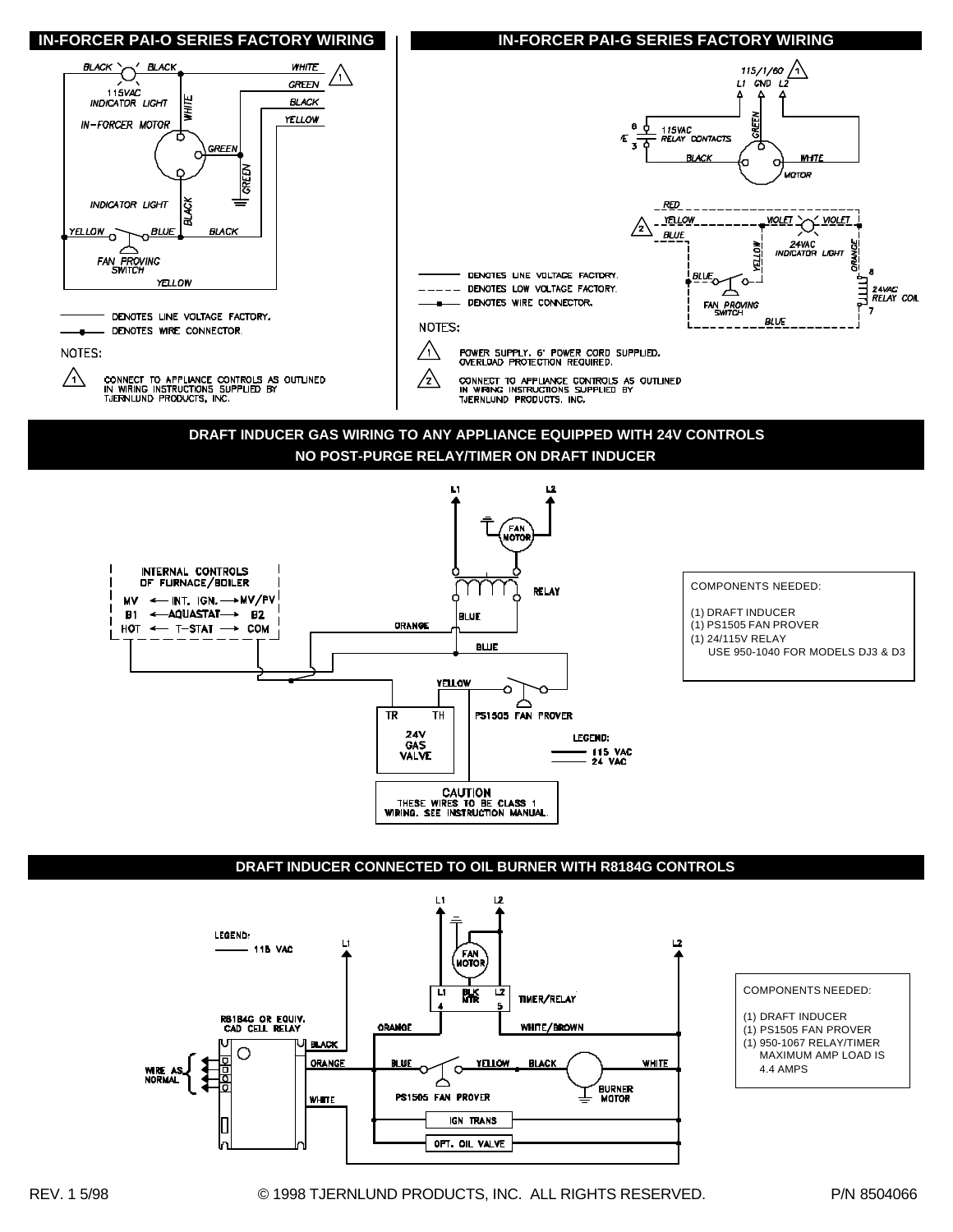## IN-FORCER PAI-O SERIES FACTORY WIRING

BLACK
BLACK
115VAC INDICATOR LIGHT
IN-FORCER MOTOR
WHITE
GREEN
BLACK
YELLOW
WHITE
GREEN
GREEN
INDICATOR LIGHT
BLACK
YELLOW
BLUE
BLACK
FAN PROVING SWITCH
YELLOW

——— DENOTES LINE VOLTAGE FACTORY.
——●—— DENOTES WIRE CONNECTOR.

NOTES:

1. CONNECT TO APPLIANCE CONTROLS AS OUTLINED IN WIRING INSTRUCTIONS SUPPLIED BY TJERNLUND PRODUCTS, INC.

## IN-FORCER PAI-G SERIES FACTORY WIRING

115/1/60
L1 GND L2
6
3
115VAC RELAY CONTACTS
GREEN
BLACK
WHITE
MOTOR
RED
YELLOW
VIOLET
VIOLET
BLUE
24VAC INDICATOR LIGHT
YELLOW
ORANGE
BLUE
8
24VAC RELAY COIL
7
FAN PROVING SWITCH
BLUE

——— DENOTES LINE VOLTAGE FACTORY.
– – – – DENOTES LOW VOLTAGE FACTORY.
——●—— DENOTES WIRE CONNECTOR.

NOTES:

1. POWER SUPPLY. 6' POWER CORD SUPPLIED. OVERLOAD PROTECTION REQUIRED.
2. CONNECT TO APPLIANCE CONTROLS AS OUTLINED IN WIRING INSTRUCTIONS SUPPLIED BY TJERNLUND PRODUCTS, INC.

## DRAFT INDUCER GAS WIRING TO ANY APPLIANCE EQUIPPED WITH 24V CONTROLS
## NO POST-PURGE RELAY/TIMER ON DRAFT INDUCER

L1
L2
FAN MOTOR
RELAY
INTERNAL CONTROLS OF FURNACE/BOILER
MV ← INT. IGN. → MV/PV
B1 ← AQUASTAT → B2
HOT ← T-STAT → COM
ORANGE
BLUE
BLUE
YELLOW
TR
TH
24V GAS VALVE
PS1505 FAN PROVER
LEGEND:
115 VAC
24 VAC
CAUTION
THESE WIRES TO BE CLASS 1 WIRING. SEE INSTRUCTION MANUAL.

COMPONENTS NEEDED:

(1) DRAFT INDUCER
(1) PS1505 FAN PROVER
(1) 24/115V RELAY
USE 950-1040 FOR MODELS DJ3 & D3

## DRAFT INDUCER CONNECTED TO OIL BURNER WITH R8184G CONTROLS

L1
L2
FAN MOTOR
LEGEND:
115 VAC
L1
L2
L1
BLK MTR
L2
4
5
TIMER/RELAY
R8184G OR EQUIV. CAD CELL RELAY
ORANGE
WHITE/BROWN
BLACK
ORANGE
WIRE AS NORMAL
BLUE
YELLOW
BLACK
WHITE
PS1505 FAN PROVER
BURNER MOTOR
WHITE
IGN TRANS
OPT. OIL VALVE

COMPONENTS NEEDED:

(1) DRAFT INDUCER
(1) PS1505 FAN PROVER
(1) 950-1067 RELAY/TIMER
MAXIMUM AMP LOAD IS 4.4 AMPS

REV. 1 5/98 © 1998 TJERNLUND PRODUCTS, INC. ALL RIGHTS RESERVED. P/N 8504066